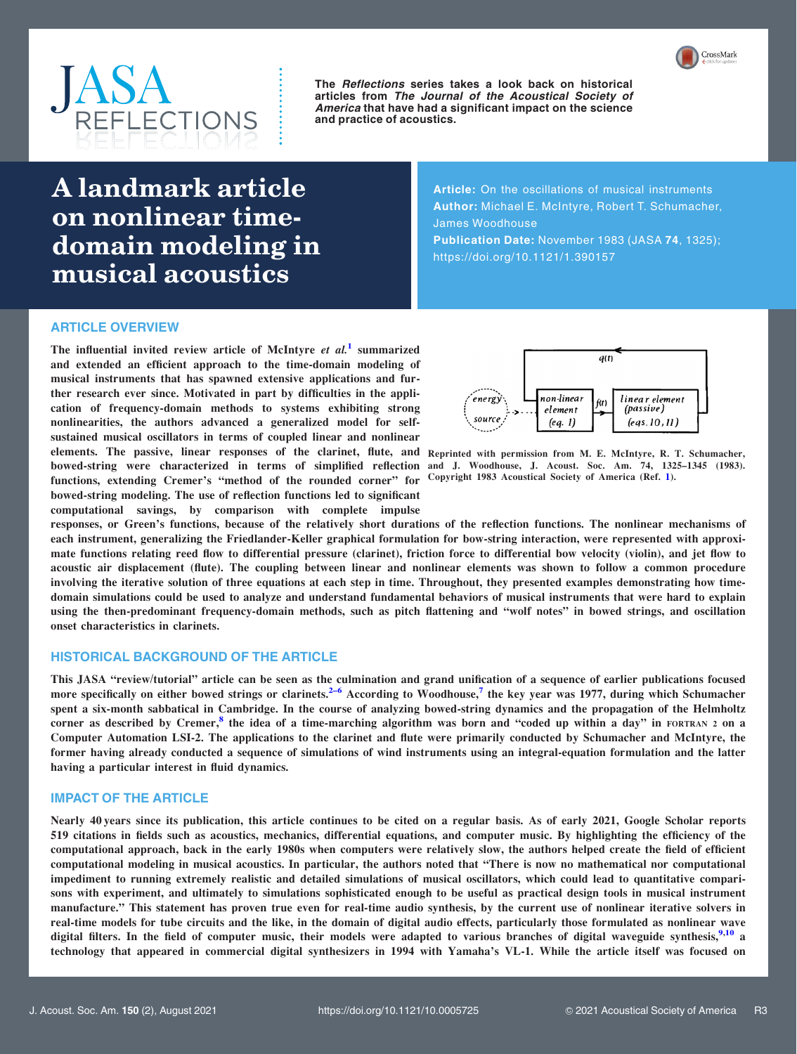# JASA REFLECTIONS

The *Reflections* series takes a look back on historical articles from *The Journal of the Acoustical Society of America* that have had a significant impact on the science and practice of acoustics.

# A landmark article on nonlinear time-domain modeling in musical acoustics

**Article:** On the oscillations of musical instruments
**Author:** Michael E. McIntyre, Robert T. Schumacher, James Woodhouse
**Publication Date:** November 1983 (JASA **74**, 1325); https://doi.org/10.1121/1.390157

## ARTICLE OVERVIEW

The influential invited review article of McIntyre *et al.*[1] summarized and extended an efficient approach to the time-domain modeling of musical instruments that has spawned extensive applications and further research ever since. Motivated in part by difficulties in the application of frequency-domain methods to systems exhibiting strong nonlinearities, the authors advanced a generalized model for self-sustained musical oscillators in terms of coupled linear and nonlinear elements. The passive, linear responses of the clarinet, flute, and bowed-string were characterized in terms of simplified reflection functions, extending Cremer's "method of the rounded corner" for bowed-string modeling. The use of reflection functions led to significant computational savings, by comparison with complete impulse responses, or Green's functions, because of the relatively short durations of the reflection functions. The nonlinear mechanisms of each instrument, generalizing the Friedlander-Keller graphical formulation for bow-string interaction, were represented with approximate functions relating reed flow to differential pressure (clarinet), friction force to differential bow velocity (violin), and jet flow to acoustic air displacement (flute). The coupling between linear and nonlinear elements was shown to follow a common procedure involving the iterative solution of three equations at each step in time. Throughout, they presented examples demonstrating how time-domain simulations could be used to analyze and understand fundamental behaviors of musical instruments that were hard to explain using the then-predominant frequency-domain methods, such as pitch flattening and "wolf notes" in bowed strings, and oscillation onset characteristics in clarinets.

Reprinted with permission from M. E. McIntyre, R. T. Schumacher, and J. Woodhouse, J. Acoust. Soc. Am. 74, 1325–1345 (1983). Copyright 1983 Acoustical Society of America (Ref. 1).

## HISTORICAL BACKGROUND OF THE ARTICLE

This JASA "review/tutorial" article can be seen as the culmination and grand unification of a sequence of earlier publications focused more specifically on either bowed strings or clarinets.[2–6] According to Woodhouse,[7] the key year was 1977, during which Schumacher spent a six-month sabbatical in Cambridge. In the course of analyzing bowed-string dynamics and the propagation of the Helmholtz corner as described by Cremer,[8] the idea of a time-marching algorithm was born and "coded up within a day" in FORTRAN 2 on a Computer Automation LSI-2. The applications to the clarinet and flute were primarily conducted by Schumacher and McIntyre, the former having already conducted a sequence of simulations of wind instruments using an integral-equation formulation and the latter having a particular interest in fluid dynamics.

## IMPACT OF THE ARTICLE

Nearly 40 years since its publication, this article continues to be cited on a regular basis. As of early 2021, Google Scholar reports 519 citations in fields such as acoustics, mechanics, differential equations, and computer music. By highlighting the efficiency of the computational approach, back in the early 1980s when computers were relatively slow, the authors helped create the field of efficient computational modeling in musical acoustics. In particular, the authors noted that "There is now no mathematical nor computational impediment to running extremely realistic and detailed simulations of musical oscillators, which could lead to quantitative comparisons with experiment, and ultimately to simulations sophisticated enough to be useful as practical design tools in musical instrument manufacture." This statement has proven true even for real-time audio synthesis, by the current use of nonlinear iterative solvers in real-time models for tube circuits and the like, in the domain of digital audio effects, particularly those formulated as nonlinear wave digital filters. In the field of computer music, their models were adapted to various branches of digital waveguide synthesis,[9,10] a technology that appeared in commercial digital synthesizers in 1994 with Yamaha's VL-1. While the article itself was focused on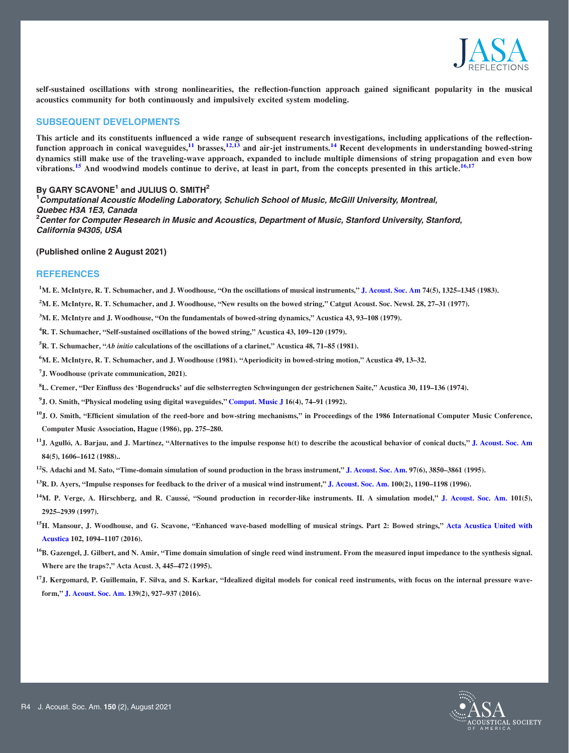**self-sustained oscillations with strong nonlinearities, the reflection-function approach gained significant popularity in the musical acoustics community for both continuously and impulsively excited system modeling.**

## SUBSEQUENT DEVELOPMENTS

**This article and its constituents influenced a wide range of subsequent research investigations, including applications of the reflection-function approach in conical waveguides,[11] brasses,[12,13] and air-jet instruments.[14] Recent developments in understanding bowed-string dynamics still make use of the traveling-wave approach, expanded to include multiple dimensions of string propagation and even bow vibrations.[15] And woodwind models continue to derive, at least in part, from the concepts presented in this article.[16,17]**

**By GARY SCAVONE[1] and JULIUS O. SMITH[2]**
**[1]*Computational Acoustic Modeling Laboratory, Schulich School of Music, McGill University, Montreal, Quebec H3A 1E3, Canada***
**[2]*Center for Computer Research in Music and Acoustics, Department of Music, Stanford University, Stanford, California 94305, USA***

**(Published online 2 August 2021)**

## REFERENCES

[1]M. E. McIntyre, R. T. Schumacher, and J. Woodhouse, "On the oscillations of musical instruments," J. Acoust. Soc. Am 74(5), 1325–1345 (1983).

[2]M. E. McIntyre, R. T. Schumacher, and J. Woodhouse, "New results on the bowed string," Catgut Acoust. Soc. Newsl. 28, 27–31 (1977).

[3]M. E. McIntyre and J. Woodhouse, "On the fundamentals of bowed-string dynamics," Acustica 43, 93–108 (1979).

[4]R. T. Schumacher, "Self-sustained oscillations of the bowed string," Acustica 43, 109–120 (1979).

[5]R. T. Schumacher, "*Ab initio* calculations of the oscillations of a clarinet," Acustica 48, 71–85 (1981).

[6]M. E. McIntyre, R. T. Schumacher, and J. Woodhouse (1981). "Aperiodicity in bowed-string motion," Acustica 49, 13–32.

[7]J. Woodhouse (private communication, 2021).

[8]L. Cremer, "Der Einfluss des 'Bogendrucks' auf die selbsterregten Schwingungen der gestrichenen Saite," Acustica 30, 119–136 (1974).

[9]J. O. Smith, "Physical modeling using digital waveguides," Comput. Music J 16(4), 74–91 (1992).

[10]J. O. Smith, "Efficient simulation of the reed-bore and bow-string mechanisms," in Proceedings of the 1986 International Computer Music Conference, Computer Music Association, Hague (1986), pp. 275–280.

[11]J. Agulló, A. Barjau, and J. Martínez, "Alternatives to the impulse response h(t) to describe the acoustical behavior of conical ducts," J. Acoust. Soc. Am 84(5), 1606–1612 (1988)..

[12]S. Adachi and M. Sato, "Time-domain simulation of sound production in the brass instrument," J. Acoust. Soc. Am. 97(6), 3850–3861 (1995).

[13]R. D. Ayers, "Impulse responses for feedback to the driver of a musical wind instrument," J. Acoust. Soc. Am. 100(2), 1190–1198 (1996).

[14]M. P. Verge, A. Hirschberg, and R. Caussé, "Sound production in recorder-like instruments. II. A simulation model," J. Acoust. Soc. Am. 101(5), 2925–2939 (1997).

[15]H. Mansour, J. Woodhouse, and G. Scavone, "Enhanced wave-based modelling of musical strings. Part 2: Bowed strings," Acta Acustica United with Acustica 102, 1094–1107 (2016).

[16]B. Gazengel, J. Gilbert, and N. Amir, "Time domain simulation of single reed wind instrument. From the measured input impedance to the synthesis signal. Where are the traps?," Acta Acust. 3, 445–472 (1995).

[17]J. Kergomard, P. Guillemain, F. Silva, and S. Karkar, "Idealized digital models for conical reed instruments, with focus on the internal pressure waveform," J. Acoust. Soc. Am. 139(2), 927–937 (2016).